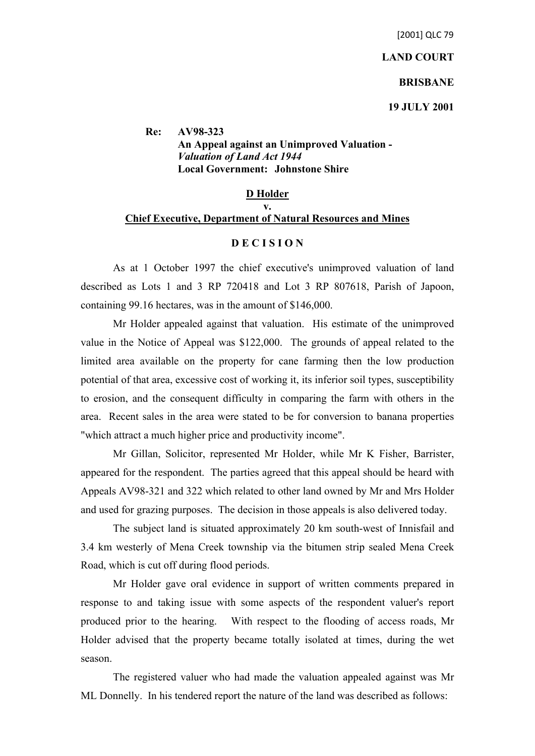[2001] QLC 79

**LAND COURT**

**BRISBANE**

**19 JULY 2001**

**Re: AV98-323**
**An Appeal against an Unimproved Valuation -** ***Valuation of Land Act 1944***
**Local Government: Johnstone Shire**

**D Holder**
**v.**
**Chief Executive, Department of Natural Resources and Mines**

**D E C I S I O N**

As at 1 October 1997 the chief executive's unimproved valuation of land described as Lots 1 and 3 RP 720418 and Lot 3 RP 807618, Parish of Japoon, containing 99.16 hectares, was in the amount of $146,000.

Mr Holder appealed against that valuation. His estimate of the unimproved value in the Notice of Appeal was $122,000. The grounds of appeal related to the limited area available on the property for cane farming then the low production potential of that area, excessive cost of working it, its inferior soil types, susceptibility to erosion, and the consequent difficulty in comparing the farm with others in the area. Recent sales in the area were stated to be for conversion to banana properties "which attract a much higher price and productivity income".

Mr Gillan, Solicitor, represented Mr Holder, while Mr K Fisher, Barrister, appeared for the respondent. The parties agreed that this appeal should be heard with Appeals AV98-321 and 322 which related to other land owned by Mr and Mrs Holder and used for grazing purposes. The decision in those appeals is also delivered today.

The subject land is situated approximately 20 km south-west of Innisfail and 3.4 km westerly of Mena Creek township via the bitumen strip sealed Mena Creek Road, which is cut off during flood periods.

Mr Holder gave oral evidence in support of written comments prepared in response to and taking issue with some aspects of the respondent valuer's report produced prior to the hearing. With respect to the flooding of access roads, Mr Holder advised that the property became totally isolated at times, during the wet season.

The registered valuer who had made the valuation appealed against was Mr ML Donnelly. In his tendered report the nature of the land was described as follows: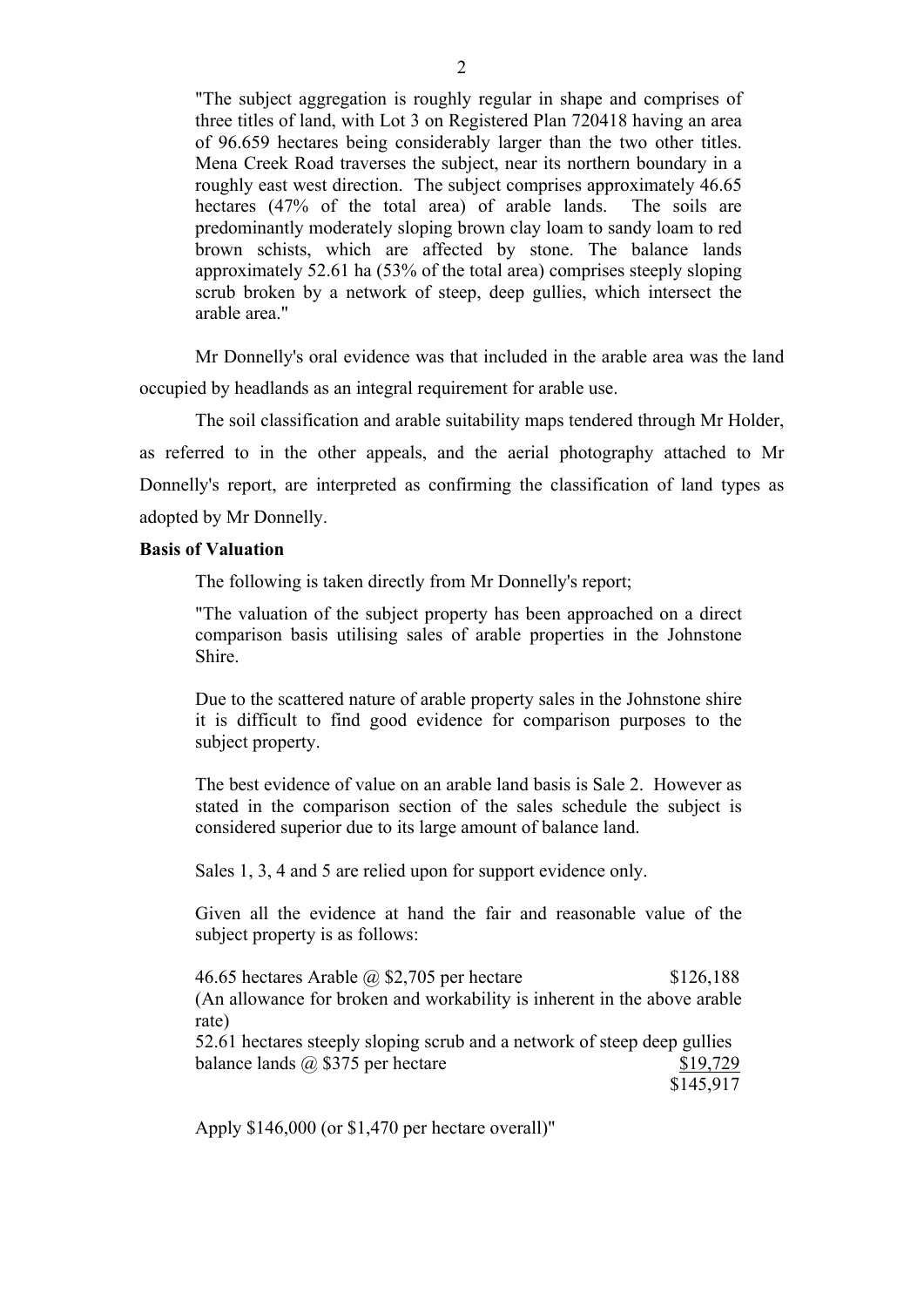> "The subject aggregation is roughly regular in shape and comprises of three titles of land, with Lot 3 on Registered Plan 720418 having an area of 96.659 hectares being considerably larger than the two other titles. Mena Creek Road traverses the subject, near its northern boundary in a roughly east west direction. The subject comprises approximately 46.65 hectares (47% of the total area) of arable lands. The soils are predominantly moderately sloping brown clay loam to sandy loam to red brown schists, which are affected by stone. The balance lands approximately 52.61 ha (53% of the total area) comprises steeply sloping scrub broken by a network of steep, deep gullies, which intersect the arable area."

Mr Donnelly's oral evidence was that included in the arable area was the land occupied by headlands as an integral requirement for arable use.

The soil classification and arable suitability maps tendered through Mr Holder, as referred to in the other appeals, and the aerial photography attached to Mr Donnelly's report, are interpreted as confirming the classification of land types as adopted by Mr Donnelly.

**Basis of Valuation**

The following is taken directly from Mr Donnelly's report;

> "The valuation of the subject property has been approached on a direct comparison basis utilising sales of arable properties in the Johnstone Shire.
>
> Due to the scattered nature of arable property sales in the Johnstone shire it is difficult to find good evidence for comparison purposes to the subject property.
>
> The best evidence of value on an arable land basis is Sale 2. However as stated in the comparison section of the sales schedule the subject is considered superior due to its large amount of balance land.
>
> Sales 1, 3, 4 and 5 are relied upon for support evidence only.
>
> Given all the evidence at hand the fair and reasonable value of the subject property is as follows:
>
> 46.65 hectares Arable @ \$2,705 per hectare — \$126,188
> (An allowance for broken and workability is inherent in the above arable rate)
> 52.61 hectares steeply sloping scrub and a network of steep deep gullies balance lands @ \$375 per hectare — <u>\$19,729</u>
> \$145,917
>
> Apply \$146,000 (or \$1,470 per hectare overall)"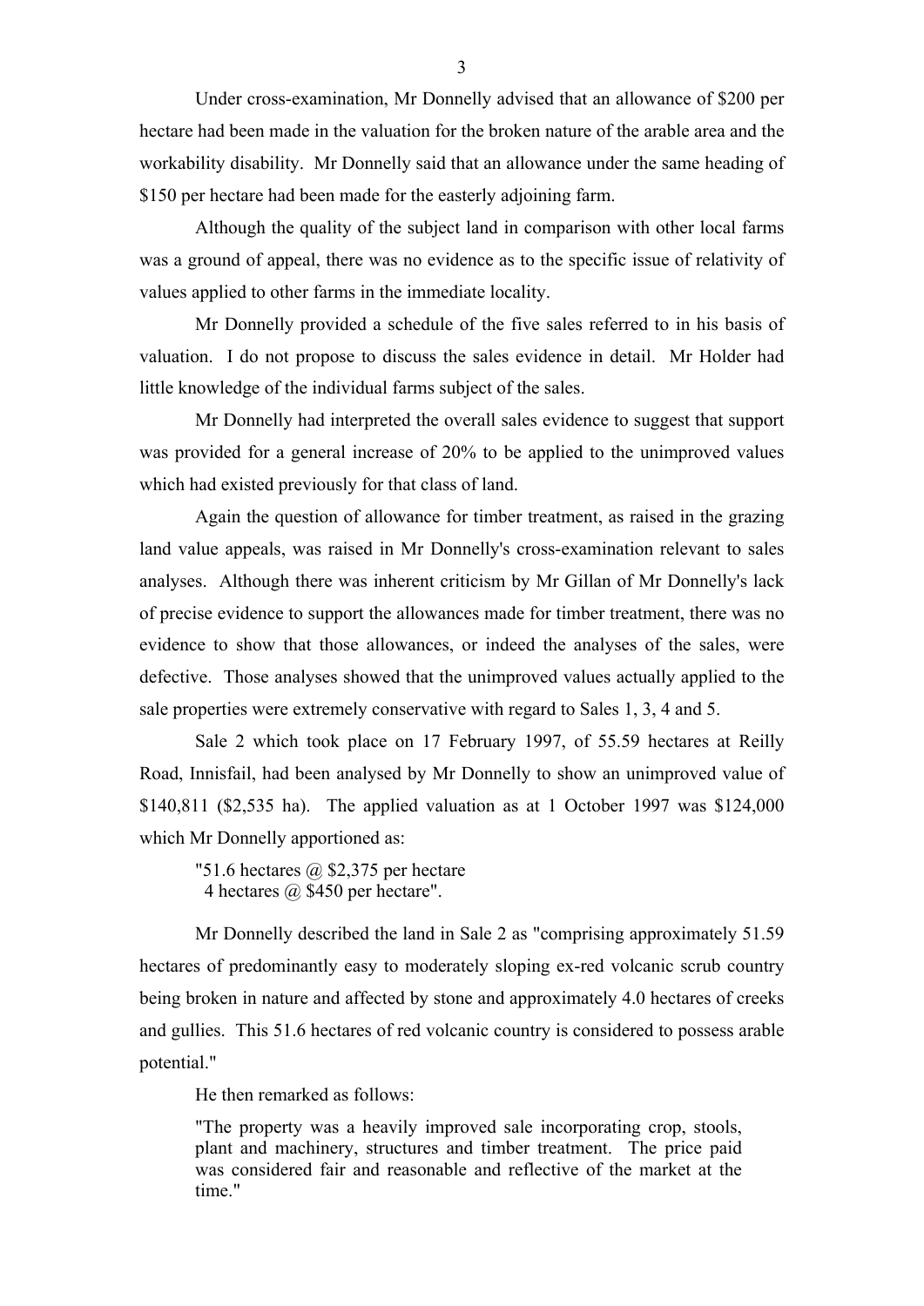Under cross-examination, Mr Donnelly advised that an allowance of $200 per hectare had been made in the valuation for the broken nature of the arable area and the workability disability. Mr Donnelly said that an allowance under the same heading of $150 per hectare had been made for the easterly adjoining farm.

Although the quality of the subject land in comparison with other local farms was a ground of appeal, there was no evidence as to the specific issue of relativity of values applied to other farms in the immediate locality.

Mr Donnelly provided a schedule of the five sales referred to in his basis of valuation. I do not propose to discuss the sales evidence in detail. Mr Holder had little knowledge of the individual farms subject of the sales.

Mr Donnelly had interpreted the overall sales evidence to suggest that support was provided for a general increase of 20% to be applied to the unimproved values which had existed previously for that class of land.

Again the question of allowance for timber treatment, as raised in the grazing land value appeals, was raised in Mr Donnelly's cross-examination relevant to sales analyses. Although there was inherent criticism by Mr Gillan of Mr Donnelly's lack of precise evidence to support the allowances made for timber treatment, there was no evidence to show that those allowances, or indeed the analyses of the sales, were defective. Those analyses showed that the unimproved values actually applied to the sale properties were extremely conservative with regard to Sales 1, 3, 4 and 5.

Sale 2 which took place on 17 February 1997, of 55.59 hectares at Reilly Road, Innisfail, had been analysed by Mr Donnelly to show an unimproved value of $140,811 ($2,535 ha). The applied valuation as at 1 October 1997 was $124,000 which Mr Donnelly apportioned as:

> "51.6 hectares @ $2,375 per hectare
> 4 hectares @ $450 per hectare".

Mr Donnelly described the land in Sale 2 as "comprising approximately 51.59 hectares of predominantly easy to moderately sloping ex-red volcanic scrub country being broken in nature and affected by stone and approximately 4.0 hectares of creeks and gullies. This 51.6 hectares of red volcanic country is considered to possess arable potential."

He then remarked as follows:

> "The property was a heavily improved sale incorporating crop, stools, plant and machinery, structures and timber treatment. The price paid was considered fair and reasonable and reflective of the market at the time."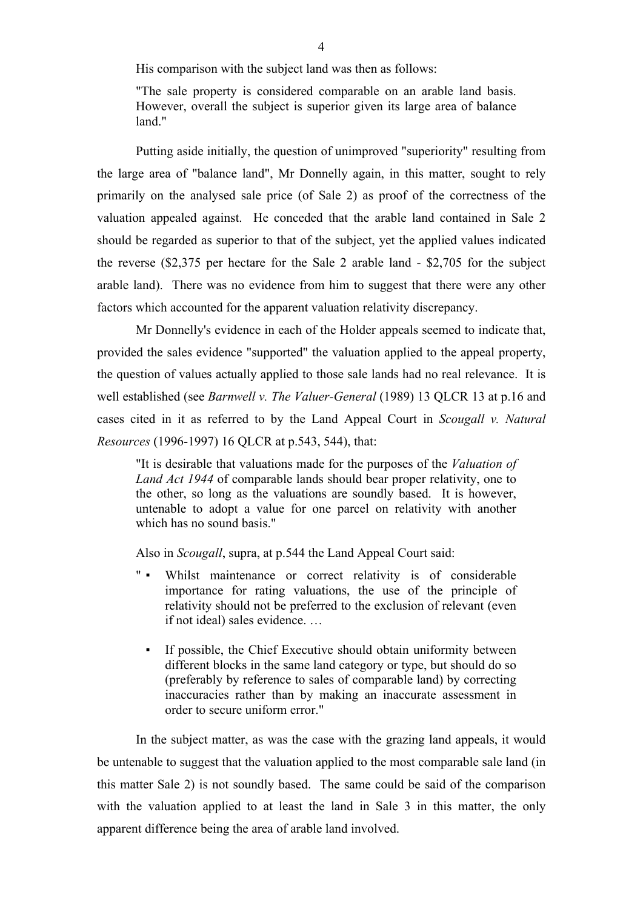His comparison with the subject land was then as follows:

> "The sale property is considered comparable on an arable land basis. However, overall the subject is superior given its large area of balance land."

Putting aside initially, the question of unimproved "superiority" resulting from the large area of "balance land", Mr Donnelly again, in this matter, sought to rely primarily on the analysed sale price (of Sale 2) as proof of the correctness of the valuation appealed against. He conceded that the arable land contained in Sale 2 should be regarded as superior to that of the subject, yet the applied values indicated the reverse ($2,375 per hectare for the Sale 2 arable land - $2,705 for the subject arable land). There was no evidence from him to suggest that there were any other factors which accounted for the apparent valuation relativity discrepancy.

Mr Donnelly's evidence in each of the Holder appeals seemed to indicate that, provided the sales evidence "supported" the valuation applied to the appeal property, the question of values actually applied to those sale lands had no real relevance. It is well established (see *Barnwell v. The Valuer-General* (1989) 13 QLCR 13 at p.16 and cases cited in it as referred to by the Land Appeal Court in *Scougall v. Natural Resources* (1996-1997) 16 QLCR at p.543, 544), that:

> "It is desirable that valuations made for the purposes of the *Valuation of Land Act 1944* of comparable lands should bear proper relativity, one to the other, so long as the valuations are soundly based. It is however, untenable to adopt a value for one parcel on relativity with another which has no sound basis."

Also in *Scougall*, supra, at p.544 the Land Appeal Court said:

> " ▪ Whilst maintenance or correct relativity is of considerable importance for rating valuations, the use of the principle of relativity should not be preferred to the exclusion of relevant (even if not ideal) sales evidence. …
>
> ▪ If possible, the Chief Executive should obtain uniformity between different blocks in the same land category or type, but should do so (preferably by reference to sales of comparable land) by correcting inaccuracies rather than by making an inaccurate assessment in order to secure uniform error."

In the subject matter, as was the case with the grazing land appeals, it would be untenable to suggest that the valuation applied to the most comparable sale land (in this matter Sale 2) is not soundly based. The same could be said of the comparison with the valuation applied to at least the land in Sale 3 in this matter, the only apparent difference being the area of arable land involved.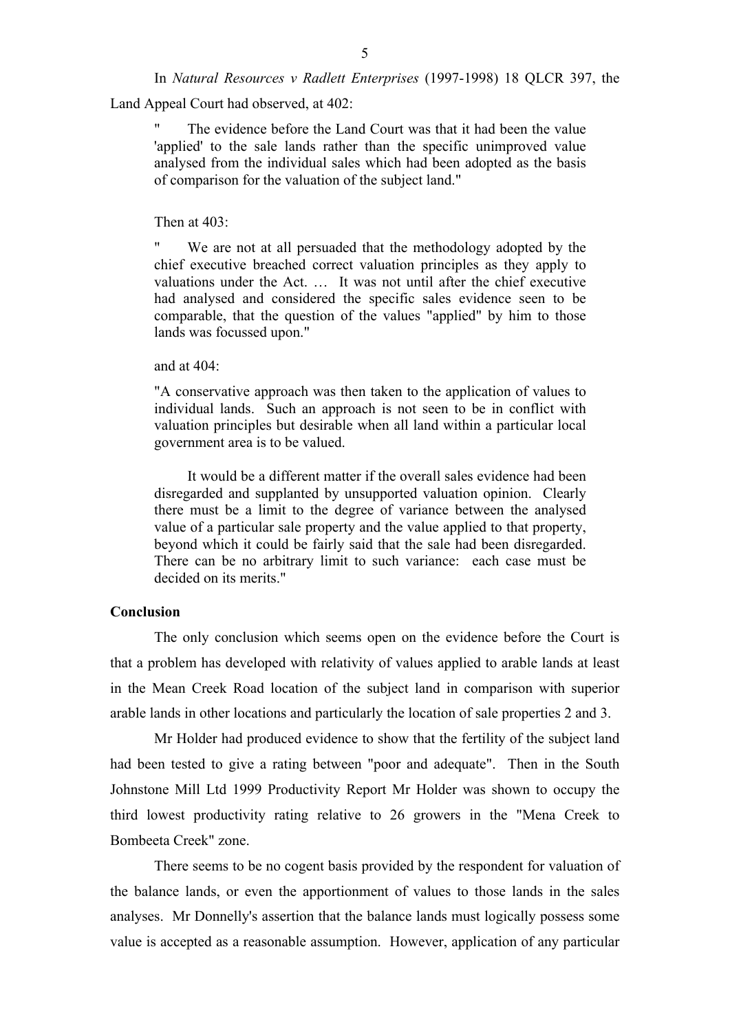In *Natural Resources v Radlett Enterprises* (1997-1998) 18 QLCR 397, the Land Appeal Court had observed, at 402:

> " The evidence before the Land Court was that it had been the value 'applied' to the sale lands rather than the specific unimproved value analysed from the individual sales which had been adopted as the basis of comparison for the valuation of the subject land."

Then at 403:

> " We are not at all persuaded that the methodology adopted by the chief executive breached correct valuation principles as they apply to valuations under the Act. … It was not until after the chief executive had analysed and considered the specific sales evidence seen to be comparable, that the question of the values "applied" by him to those lands was focussed upon."

and at 404:

> "A conservative approach was then taken to the application of values to individual lands. Such an approach is not seen to be in conflict with valuation principles but desirable when all land within a particular local government area is to be valued.
>
> It would be a different matter if the overall sales evidence had been disregarded and supplanted by unsupported valuation opinion. Clearly there must be a limit to the degree of variance between the analysed value of a particular sale property and the value applied to that property, beyond which it could be fairly said that the sale had been disregarded. There can be no arbitrary limit to such variance: each case must be decided on its merits."

**Conclusion**

The only conclusion which seems open on the evidence before the Court is that a problem has developed with relativity of values applied to arable lands at least in the Mean Creek Road location of the subject land in comparison with superior arable lands in other locations and particularly the location of sale properties 2 and 3.

Mr Holder had produced evidence to show that the fertility of the subject land had been tested to give a rating between "poor and adequate". Then in the South Johnstone Mill Ltd 1999 Productivity Report Mr Holder was shown to occupy the third lowest productivity rating relative to 26 growers in the "Mena Creek to Bombeeta Creek" zone.

There seems to be no cogent basis provided by the respondent for valuation of the balance lands, or even the apportionment of values to those lands in the sales analyses. Mr Donnelly's assertion that the balance lands must logically possess some value is accepted as a reasonable assumption. However, application of any particular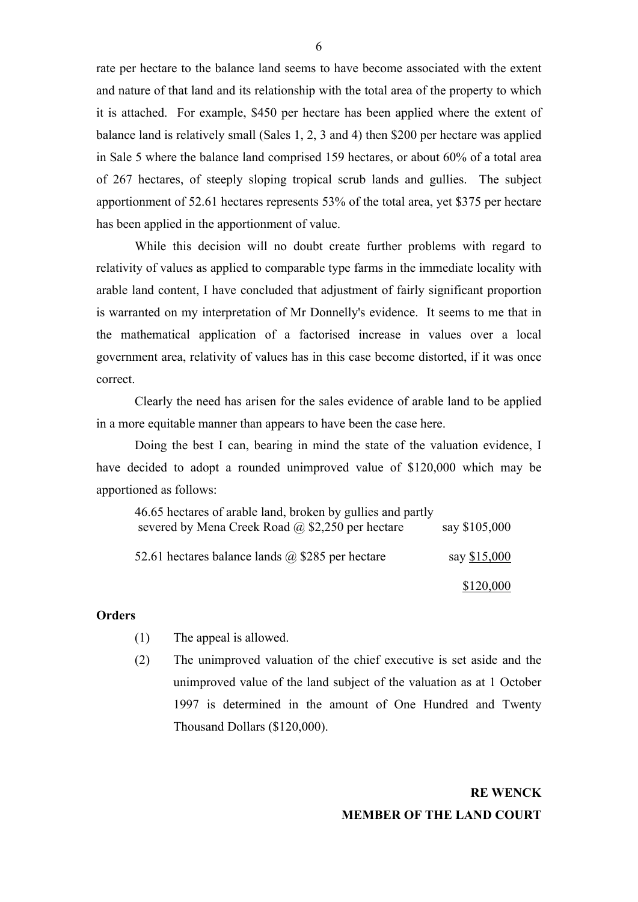rate per hectare to the balance land seems to have become associated with the extent and nature of that land and its relationship with the total area of the property to which it is attached. For example, $450 per hectare has been applied where the extent of balance land is relatively small (Sales 1, 2, 3 and 4) then $200 per hectare was applied in Sale 5 where the balance land comprised 159 hectares, or about 60% of a total area of 267 hectares, of steeply sloping tropical scrub lands and gullies. The subject apportionment of 52.61 hectares represents 53% of the total area, yet $375 per hectare has been applied in the apportionment of value.

While this decision will no doubt create further problems with regard to relativity of values as applied to comparable type farms in the immediate locality with arable land content, I have concluded that adjustment of fairly significant proportion is warranted on my interpretation of Mr Donnelly's evidence. It seems to me that in the mathematical application of a factorised increase in values over a local government area, relativity of values has in this case become distorted, if it was once correct.

Clearly the need has arisen for the sales evidence of arable land to be applied in a more equitable manner than appears to have been the case here.

Doing the best I can, bearing in mind the state of the valuation evidence, I have decided to adopt a rounded unimproved value of $120,000 which may be apportioned as follows:

| | |
|---|---|
| 46.65 hectares of arable land, broken by gullies and partly severed by Mena Creek Road @ $2,250 per hectare | say $105,000 |
| 52.61 hectares balance lands @ $285 per hectare | say $15,000 |
| | $120,000 |

**Orders**

(1) The appeal is allowed.

(2) The unimproved valuation of the chief executive is set aside and the unimproved value of the land subject of the valuation as at 1 October 1997 is determined in the amount of One Hundred and Twenty Thousand Dollars ($120,000).

**RE WENCK**

**MEMBER OF THE LAND COURT**